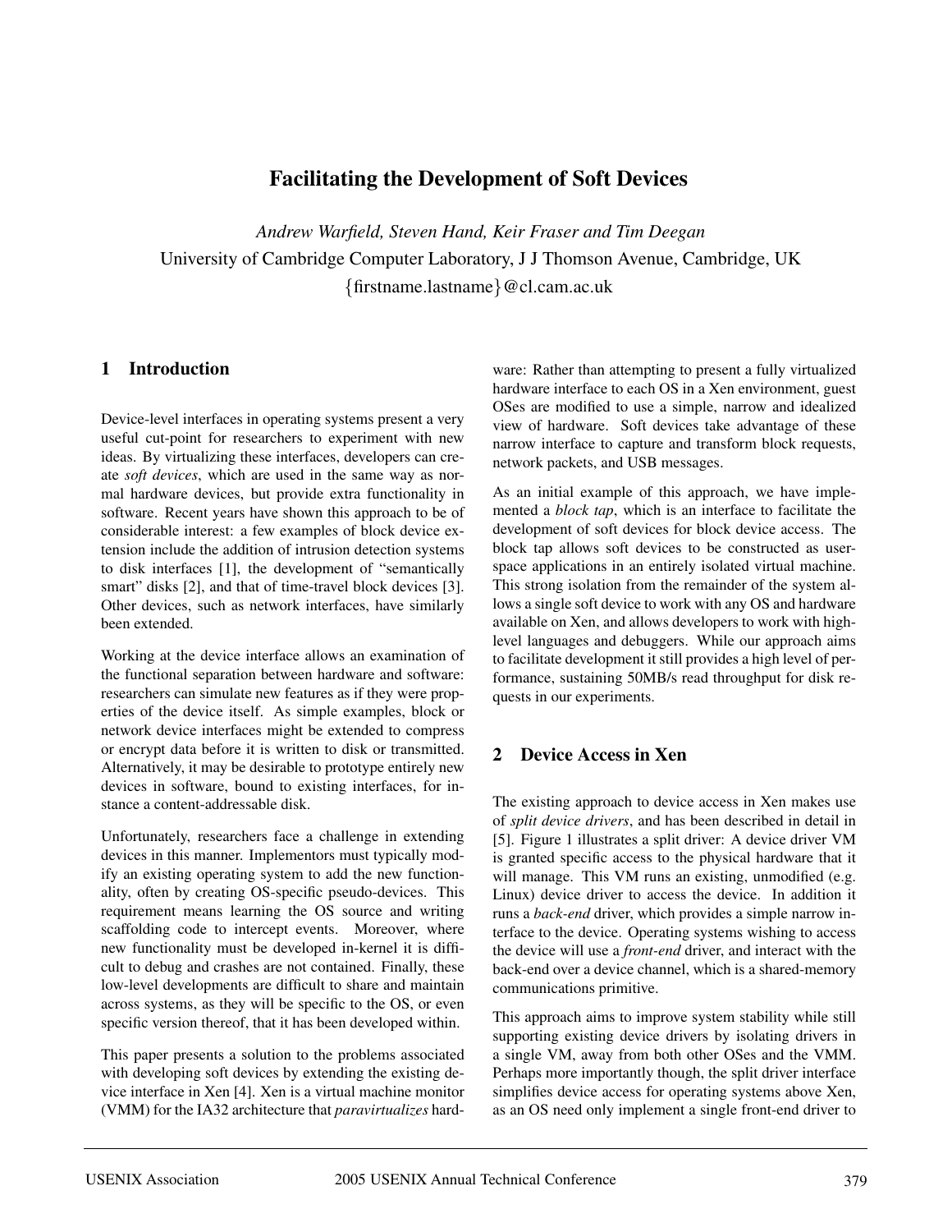# Facilitating the Development of Soft Devices

*Andrew Warfield, Steven Hand, Keir Fraser and Tim Deegan*
University of Cambridge Computer Laboratory, J J Thomson Avenue, Cambridge, UK
{firstname.lastname}@cl.cam.ac.uk

## 1 Introduction

Device-level interfaces in operating systems present a very useful cut-point for researchers to experiment with new ideas. By virtualizing these interfaces, developers can create *soft devices*, which are used in the same way as normal hardware devices, but provide extra functionality in software. Recent years have shown this approach to be of considerable interest: a few examples of block device extension include the addition of intrusion detection systems to disk interfaces [1], the development of "semantically smart" disks [2], and that of time-travel block devices [3]. Other devices, such as network interfaces, have similarly been extended.

Working at the device interface allows an examination of the functional separation between hardware and software: researchers can simulate new features as if they were properties of the device itself. As simple examples, block or network device interfaces might be extended to compress or encrypt data before it is written to disk or transmitted. Alternatively, it may be desirable to prototype entirely new devices in software, bound to existing interfaces, for instance a content-addressable disk.

Unfortunately, researchers face a challenge in extending devices in this manner. Implementors must typically modify an existing operating system to add the new functionality, often by creating OS-specific pseudo-devices. This requirement means learning the OS source and writing scaffolding code to intercept events. Moreover, where new functionality must be developed in-kernel it is difficult to debug and crashes are not contained. Finally, these low-level developments are difficult to share and maintain across systems, as they will be specific to the OS, or even specific version thereof, that it has been developed within.

This paper presents a solution to the problems associated with developing soft devices by extending the existing device interface in Xen [4]. Xen is a virtual machine monitor (VMM) for the IA32 architecture that *paravirtualizes* hardware: Rather than attempting to present a fully virtualized hardware interface to each OS in a Xen environment, guest OSes are modified to use a simple, narrow and idealized view of hardware. Soft devices take advantage of these narrow interface to capture and transform block requests, network packets, and USB messages.

As an initial example of this approach, we have implemented a *block tap*, which is an interface to facilitate the development of soft devices for block device access. The block tap allows soft devices to be constructed as user-space applications in an entirely isolated virtual machine. This strong isolation from the remainder of the system allows a single soft device to work with any OS and hardware available on Xen, and allows developers to work with high-level languages and debuggers. While our approach aims to facilitate development it still provides a high level of performance, sustaining 50MB/s read throughput for disk requests in our experiments.

## 2 Device Access in Xen

The existing approach to device access in Xen makes use of *split device drivers*, and has been described in detail in [5]. Figure 1 illustrates a split driver: A device driver VM is granted specific access to the physical hardware that it will manage. This VM runs an existing, unmodified (e.g. Linux) device driver to access the device. In addition it runs a *back-end* driver, which provides a simple narrow interface to the device. Operating systems wishing to access the device will use a *front-end* driver, and interact with the back-end over a device channel, which is a shared-memory communications primitive.

This approach aims to improve system stability while still supporting existing device drivers by isolating drivers in a single VM, away from both other OSes and the VMM. Perhaps more importantly though, the split driver interface simplifies device access for operating systems above Xen, as an OS need only implement a single front-end driver to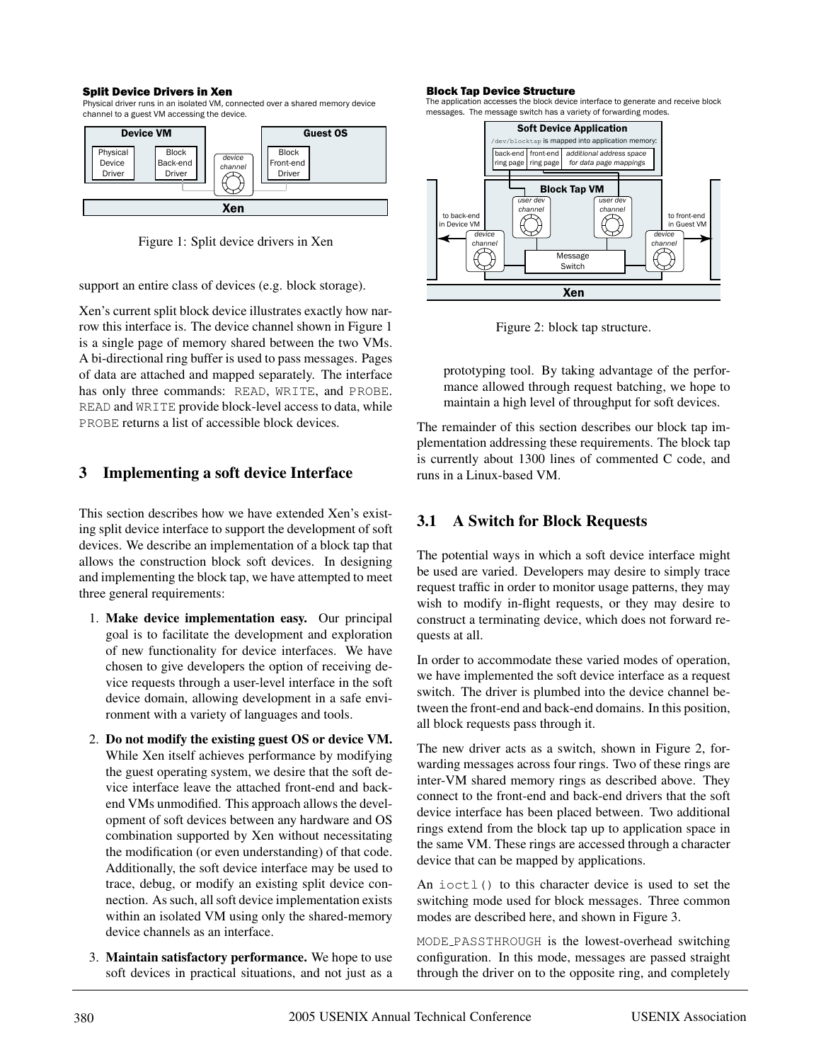**Split Device Drivers in Xen**

Physical driver runs in an isolated VM, connected over a shared memory device channel to a guest VM accessing the device.

Figure 1: Split device drivers in Xen

support an entire class of devices (e.g. block storage).

Xen's current split block device illustrates exactly how narrow this interface is. The device channel shown in Figure 1 is a single page of memory shared between the two VMs. A bi-directional ring buffer is used to pass messages. Pages of data are attached and mapped separately. The interface has only three commands: `READ`, `WRITE`, and `PROBE`. `READ` and `WRITE` provide block-level access to data, while `PROBE` returns a list of accessible block devices.

## 3 Implementing a soft device Interface

This section describes how we have extended Xen's existing split device interface to support the development of soft devices. We describe an implementation of a block tap that allows the construction block soft devices. In designing and implementing the block tap, we have attempted to meet three general requirements:

1. **Make device implementation easy.** Our principal goal is to facilitate the development and exploration of new functionality for device interfaces. We have chosen to give developers the option of receiving device requests through a user-level interface in the soft device domain, allowing development in a safe environment with a variety of languages and tools.
2. **Do not modify the existing guest OS or device VM.** While Xen itself achieves performance by modifying the guest operating system, we desire that the soft device interface leave the attached front-end and back-end VMs unmodified. This approach allows the development of soft devices between any hardware and OS combination supported by Xen without necessitating the modification (or even understanding) of that code. Additionally, the soft device interface may be used to trace, debug, or modify an existing split device connection. As such, all soft device implementation exists within an isolated VM using only the shared-memory device channels as an interface.
3. **Maintain satisfactory performance.** We hope to use soft devices in practical situations, and not just as a prototyping tool. By taking advantage of the performance allowed through request batching, we hope to maintain a high level of throughput for soft devices.

**Block Tap Device Structure**

The application accesses the block device interface to generate and receive block messages. The message switch has a variety of forwarding modes.

Figure 2: block tap structure.

The remainder of this section describes our block tap implementation addressing these requirements. The block tap is currently about 1300 lines of commented C code, and runs in a Linux-based VM.

### 3.1 A Switch for Block Requests

The potential ways in which a soft device interface might be used are varied. Developers may desire to simply trace request traffic in order to monitor usage patterns, they may wish to modify in-flight requests, or they may desire to construct a terminating device, which does not forward requests at all.

In order to accommodate these varied modes of operation, we have implemented the soft device interface as a request switch. The driver is plumbed into the device channel between the front-end and back-end domains. In this position, all block requests pass through it.

The new driver acts as a switch, shown in Figure 2, forwarding messages across four rings. Two of these rings are inter-VM shared memory rings as described above. They connect to the front-end and back-end drivers that the soft device interface has been placed between. Two additional rings extend from the block tap up to application space in the same VM. These rings are accessed through a character device that can be mapped by applications.

An `ioctl()` to this character device is used to set the switching mode used for block messages. Three common modes are described here, and shown in Figure 3.

`MODE_PASSTHROUGH` is the lowest-overhead switching configuration. In this mode, messages are passed straight through the driver on to the opposite ring, and completely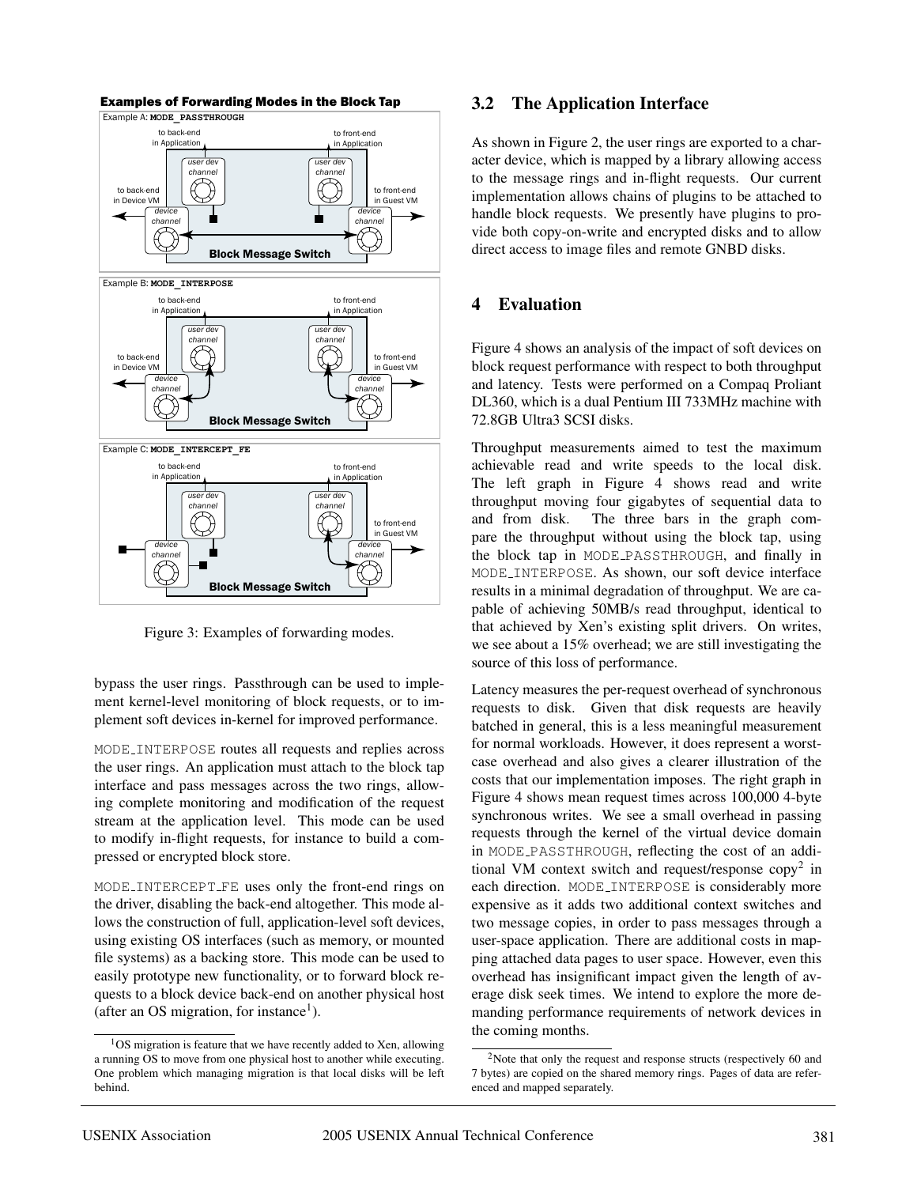Examples of Forwarding Modes in the Block Tap

Example A: MODE_PASSTHROUGH

Example B: MODE_INTERPOSE

Example C: MODE_INTERCEPT_FE

Figure 3: Examples of forwarding modes.

bypass the user rings. Passthrough can be used to implement kernel-level monitoring of block requests, or to implement soft devices in-kernel for improved performance.

MODE_INTERPOSE routes all requests and replies across the user rings. An application must attach to the block tap interface and pass messages across the two rings, allowing complete monitoring and modification of the request stream at the application level. This mode can be used to modify in-flight requests, for instance to build a compressed or encrypted block store.

MODE_INTERCEPT_FE uses only the front-end rings on the driver, disabling the back-end altogether. This mode allows the construction of full, application-level soft devices, using existing OS interfaces (such as memory, or mounted file systems) as a backing store. This mode can be used to easily prototype new functionality, or to forward block requests to a block device back-end on another physical host (after an OS migration, for instance[1]).

[1]OS migration is feature that we have recently added to Xen, allowing a running OS to move from one physical host to another while executing. One problem which managing migration is that local disks will be left behind.

## 3.2 The Application Interface

As shown in Figure 2, the user rings are exported to a character device, which is mapped by a library allowing access to the message rings and in-flight requests. Our current implementation allows chains of plugins to be attached to handle block requests. We presently have plugins to provide both copy-on-write and encrypted disks and to allow direct access to image files and remote GNBD disks.

# 4 Evaluation

Figure 4 shows an analysis of the impact of soft devices on block request performance with respect to both throughput and latency. Tests were performed on a Compaq Proliant DL360, which is a dual Pentium III 733MHz machine with 72.8GB Ultra3 SCSI disks.

Throughput measurements aimed to test the maximum achievable read and write speeds to the local disk. The left graph in Figure 4 shows read and write throughput moving four gigabytes of sequential data to and from disk. The three bars in the graph compare the throughput without using the block tap, using the block tap in MODE_PASSTHROUGH, and finally in MODE_INTERPOSE. As shown, our soft device interface results in a minimal degradation of throughput. We are capable of achieving 50MB/s read throughput, identical to that achieved by Xen's existing split drivers. On writes, we see about a 15% overhead; we are still investigating the source of this loss of performance.

Latency measures the per-request overhead of synchronous requests to disk. Given that disk requests are heavily batched in general, this is a less meaningful measurement for normal workloads. However, it does represent a worst-case overhead and also gives a clearer illustration of the costs that our implementation imposes. The right graph in Figure 4 shows mean request times across 100,000 4-byte synchronous writes. We see a small overhead in passing requests through the kernel of the virtual device domain in MODE_PASSTHROUGH, reflecting the cost of an additional VM context switch and request/response copy[2] in each direction. MODE_INTERPOSE is considerably more expensive as it adds two additional context switches and two message copies, in order to pass messages through a user-space application. There are additional costs in mapping attached data pages to user space. However, even this overhead has insignificant impact given the length of average disk seek times. We intend to explore the more demanding performance requirements of network devices in the coming months.

[2]Note that only the request and response structs (respectively 60 and 7 bytes) are copied on the shared memory rings. Pages of data are referenced and mapped separately.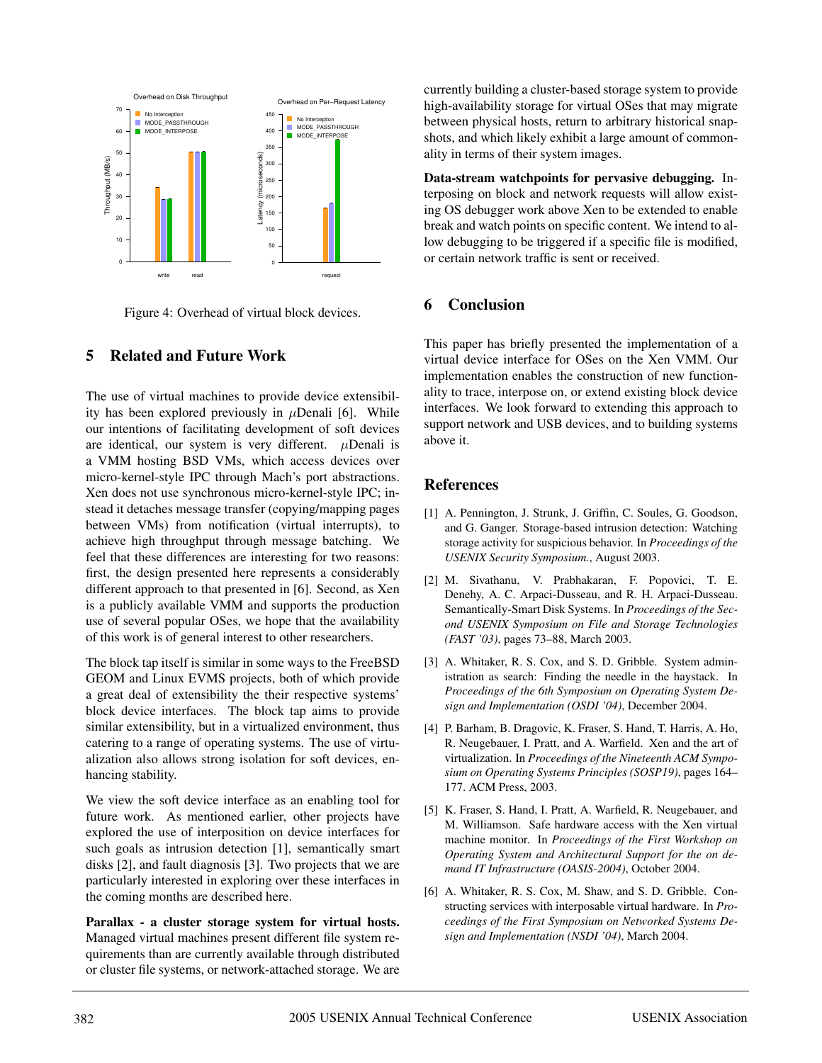Overhead on Disk Throughput

70
60
50
40
30
20
10
0

Throughput (MB/s)

No Interception
MODE_PASSTHROUGH
MODE_INTERPOSE

write
read

Overhead on Per–Request Latency

450
400
350
300
250
200
150
100
50
0

Latency (microseconds)

No Interception
MODE_PASSTHROUGH
MODE_INTERPOSE

request

Figure 4: Overhead of virtual block devices.

## 5 Related and Future Work

The use of virtual machines to provide device extensibility has been explored previously in $\mu$Denali [6]. While our intentions of facilitating development of soft devices are identical, our system is very different. $\mu$Denali is a VMM hosting BSD VMs, which access devices over micro-kernel-style IPC through Mach's port abstractions. Xen does not use synchronous micro-kernel-style IPC; instead it detaches message transfer (copying/mapping pages between VMs) from notification (virtual interrupts), to achieve high throughput through message batching. We feel that these differences are interesting for two reasons: first, the design presented here represents a considerably different approach to that presented in [6]. Second, as Xen is a publicly available VMM and supports the production use of several popular OSes, we hope that the availability of this work is of general interest to other researchers.

The block tap itself is similar in some ways to the FreeBSD GEOM and Linux EVMS projects, both of which provide a great deal of extensibility the their respective systems' block device interfaces. The block tap aims to provide similar extensibility, but in a virtualized environment, thus catering to a range of operating systems. The use of virtualization also allows strong isolation for soft devices, enhancing stability.

We view the soft device interface as an enabling tool for future work. As mentioned earlier, other projects have explored the use of interposition on device interfaces for such goals as intrusion detection [1], semantically smart disks [2], and fault diagnosis [3]. Two projects that we are particularly interested in exploring over these interfaces in the coming months are described here.

**Parallax - a cluster storage system for virtual hosts.** Managed virtual machines present different file system requirements than are currently available through distributed or cluster file systems, or network-attached storage. We are currently building a cluster-based storage system to provide high-availability storage for virtual OSes that may migrate between physical hosts, return to arbitrary historical snapshots, and which likely exhibit a large amount of commonality in terms of their system images.

**Data-stream watchpoints for pervasive debugging.** Interposing on block and network requests will allow existing OS debugger work above Xen to be extended to enable break and watch points on specific content. We intend to allow debugging to be triggered if a specific file is modified, or certain network traffic is sent or received.

## 6 Conclusion

This paper has briefly presented the implementation of a virtual device interface for OSes on the Xen VMM. Our implementation enables the construction of new functionality to trace, interpose on, or extend existing block device interfaces. We look forward to extending this approach to support network and USB devices, and to building systems above it.

## References

[1] A. Pennington, J. Strunk, J. Griffin, C. Soules, G. Goodson, and G. Ganger. Storage-based intrusion detection: Watching storage activity for suspicious behavior. In *Proceedings of the USENIX Security Symposium.*, August 2003.

[2] M. Sivathanu, V. Prabhakaran, F. Popovici, T. E. Denehy, A. C. Arpaci-Dusseau, and R. H. Arpaci-Dusseau. Semantically-Smart Disk Systems. In *Proceedings of the Second USENIX Symposium on File and Storage Technologies (FAST '03)*, pages 73–88, March 2003.

[3] A. Whitaker, R. S. Cox, and S. D. Gribble. System administration as search: Finding the needle in the haystack. In *Proceedings of the 6th Symposium on Operating System Design and Implementation (OSDI '04)*, December 2004.

[4] P. Barham, B. Dragovic, K. Fraser, S. Hand, T. Harris, A. Ho, R. Neugebauer, I. Pratt, and A. Warfield. Xen and the art of virtualization. In *Proceedings of the Nineteenth ACM Symposium on Operating Systems Principles (SOSP19)*, pages 164–177. ACM Press, 2003.

[5] K. Fraser, S. Hand, I. Pratt, A. Warfield, R. Neugebauer, and M. Williamson. Safe hardware access with the Xen virtual machine monitor. In *Proceedings of the First Workshop on Operating System and Architectural Support for the on demand IT Infrastructure (OASIS-2004)*, October 2004.

[6] A. Whitaker, R. S. Cox, M. Shaw, and S. D. Gribble. Constructing services with interposable virtual hardware. In *Proceedings of the First Symposium on Networked Systems Design and Implementation (NSDI '04)*, March 2004.